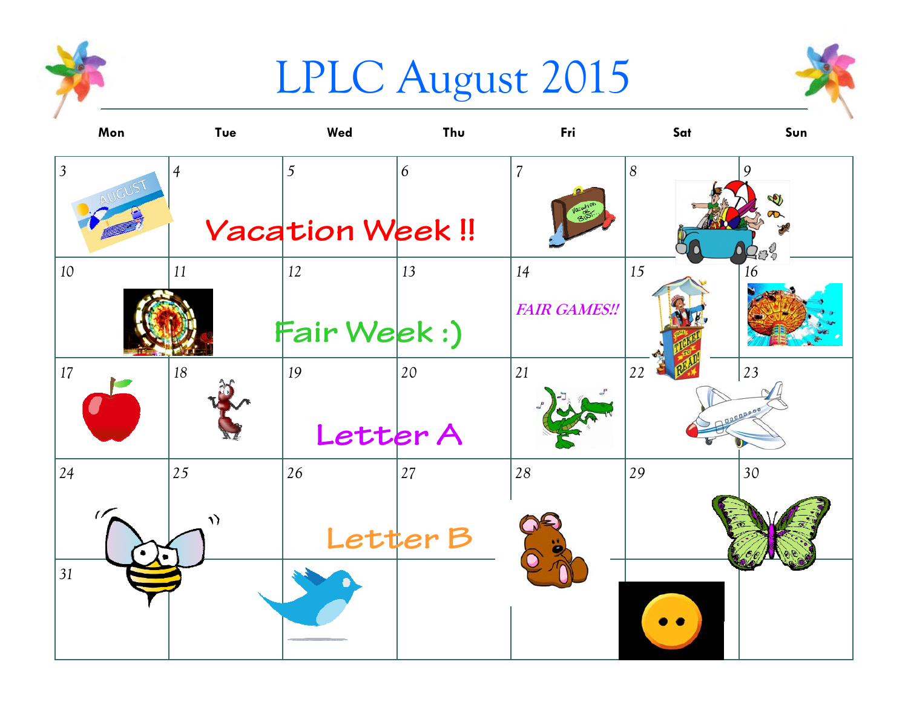# LPLC August 2015

| Mon | Tue | Wed | Thu | Fri | Sat | Sun |
|---|---|---|---|---|---|---|
| 3 | 4 | 5 | 6 | 7 | 8 | 9 |
| | Vacation Week !! | | | | | |
| 10 | 11 | 12 | 13 | 14 | 15 | 16 |
| | | Fair Week :) | | *FAIR GAMES!!* | | |
| 17 | 18 | 19 | 20 | 21 | 22 | 23 |
| | | Letter A | | | | |
| 24 | 25 | 26 | 27 | 28 | 29 | 30 |
| | | Letter B | | | | |
| 31 | | | | | | |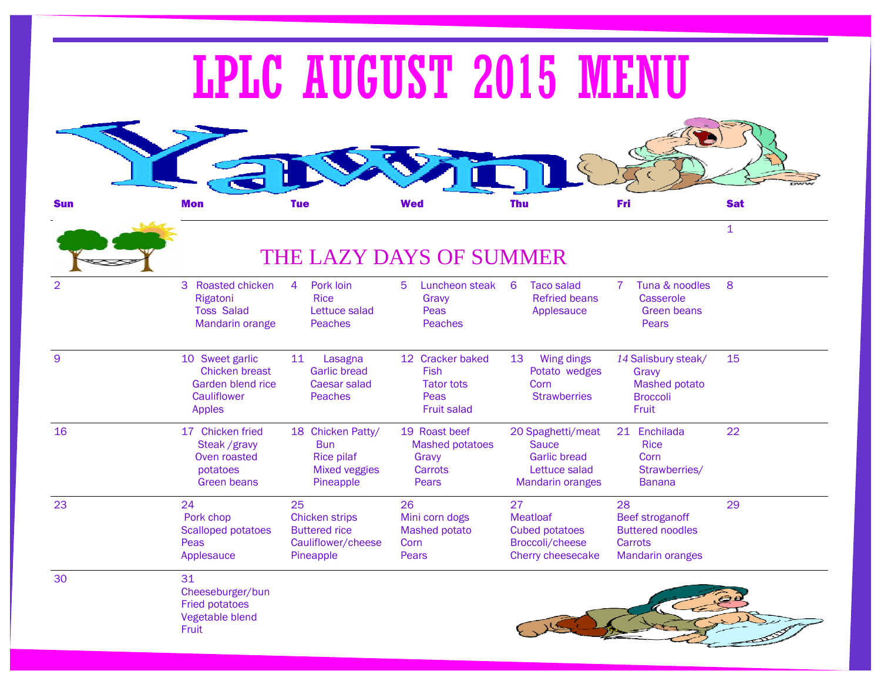# LPLC AUGUST 2015 MENU

Yawn

THE LAZY DAYS OF SUMMER

| Sun | Mon | Tue | Wed | Thu | Fri | Sat |
|---|---|---|---|---|---|---|
| | | | | | | 1 |
| 2 | 3 Roasted chicken<br>Rigatoni<br>Toss Salad<br>Mandarin orange | 4 Pork loin<br>Rice<br>Lettuce salad<br>Peaches | 5 Luncheon steak<br>Gravy<br>Peas<br>Peaches | 6 Taco salad<br>Refried beans<br>Applesauce | 7 Tuna & noodles<br>Casserole<br>Green beans<br>Pears | 8 |
| 9 | 10 Sweet garlic<br>Chicken breast<br>Garden blend rice<br>Cauliflower<br>Apples | 11 Lasagna<br>Garlic bread<br>Caesar salad<br>Peaches | 12 Cracker baked<br>Fish<br>Tator tots<br>Peas<br>Fruit salad | 13 Wing dings<br>Potato wedges<br>Corn<br>Strawberries | *14* Salisbury steak/<br>Gravy<br>Mashed potato<br>Broccoli<br>Fruit | 15 |
| 16 | 17 Chicken fried<br>Steak /gravy<br>Oven roasted<br>potatoes<br>Green beans | 18 Chicken Patty/<br>Bun<br>Rice pilaf<br>Mixed veggies<br>Pineapple | 19 Roast beef<br>Mashed potatoes<br>Gravy<br>Carrots<br>Pears | 20 Spaghetti/meat<br>Sauce<br>Garlic bread<br>Lettuce salad<br>Mandarin oranges | 21 Enchilada<br>Rice<br>Corn<br>Strawberries/<br>Banana | 22 |
| 23 | 24<br>Pork chop<br>Scalloped potatoes<br>Peas<br>Applesauce | 25<br>Chicken strips<br>Buttered rice<br>Cauliflower/cheese<br>Pineapple | 26<br>Mini corn dogs<br>Mashed potato<br>Corn<br>Pears | 27<br>Meatloaf<br>Cubed potatoes<br>Broccoli/cheese<br>Cherry cheesecake | 28<br>Beef stroganoff<br>Buttered noodles<br>Carrots<br>Mandarin oranges | 29 |
| 30 | 31<br>Cheeseburger/bun<br>Fried potatoes<br>Vegetable blend<br>Fruit | | | | | |